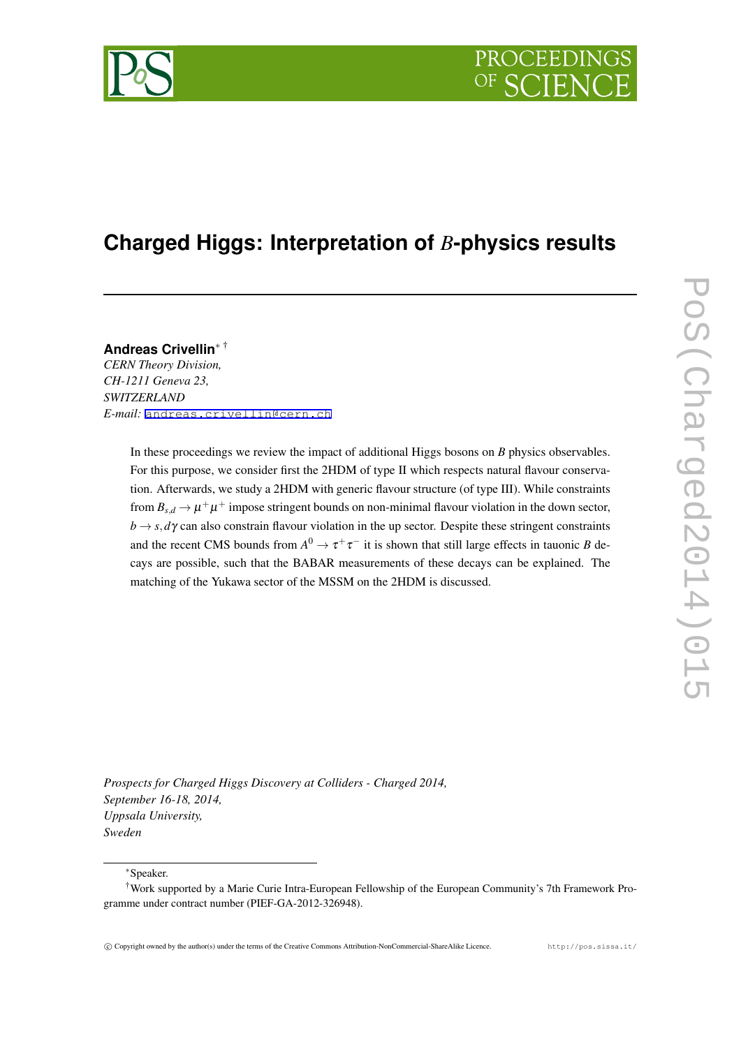# Charged Higgs: Interpretation of $B$-physics results

**Andreas Crivellin**[*] [†]

*CERN Theory Division,*
*CH-1211 Geneva 23,*
*SWITZERLAND*
*E-mail:* andreas.crivellin@cern.ch

In these proceedings we review the impact of additional Higgs bosons on $B$ physics observables. For this purpose, we consider first the 2HDM of type II which respects natural flavour conservation. Afterwards, we study a 2HDM with generic flavour structure (of type III). While constraints from $B_{s,d} \to \mu^+\mu^+$ impose stringent bounds on non-minimal flavour violation in the down sector, $b \to s, d\gamma$ can also constrain flavour violation in the up sector. Despite these stringent constraints and the recent CMS bounds from $A^0 \to \tau^+\tau^-$ it is shown that still large effects in tauonic $B$ decays are possible, such that the BABAR measurements of these decays can be explained. The matching of the Yukawa sector of the MSSM on the 2HDM is discussed.

*Prospects for Charged Higgs Discovery at Colliders - Charged 2014,*
*September 16-18, 2014,*
*Uppsala University,*
*Sweden*

---

[*] Speaker.

[†] Work supported by a Marie Curie Intra-European Fellowship of the European Community's 7th Framework Programme under contract number (PIEF-GA-2012-326948).

© Copyright owned by the author(s) under the terms of the Creative Commons Attribution-NonCommercial-ShareAlike Licence. http://pos.sissa.it/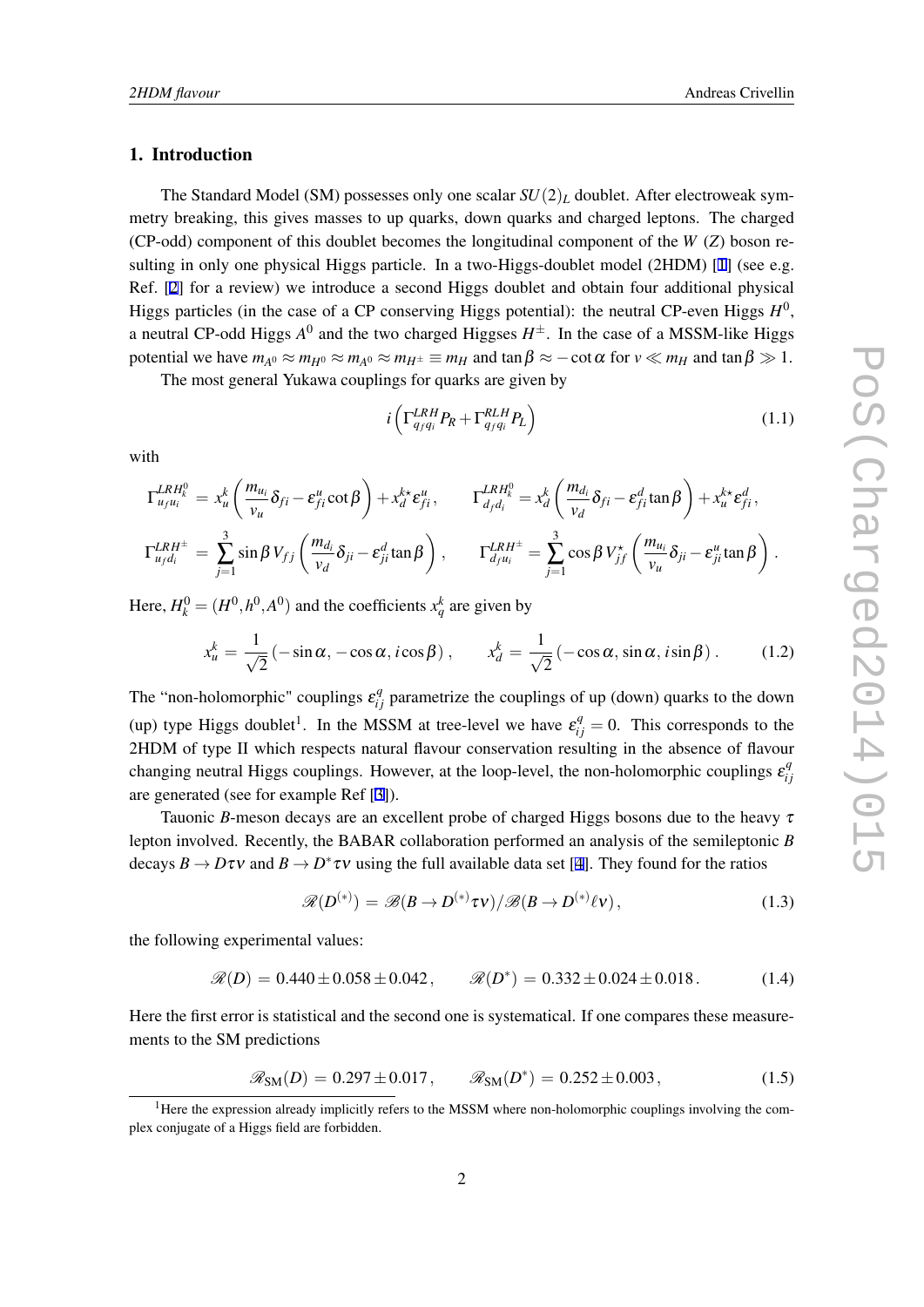## 1. Introduction

The Standard Model (SM) possesses only one scalar $SU(2)_L$ doublet. After electroweak symmetry breaking, this gives masses to up quarks, down quarks and charged leptons. The charged (CP-odd) component of this doublet becomes the longitudinal component of the $W$ ($Z$) boson resulting in only one physical Higgs particle. In a two-Higgs-doublet model (2HDM) [1] (see e.g. Ref. [2] for a review) we introduce a second Higgs doublet and obtain four additional physical Higgs particles (in the case of a CP conserving Higgs potential): the neutral CP-even Higgs $H^0$, a neutral CP-odd Higgs $A^0$ and the two charged Higgses $H^\pm$. In the case of a MSSM-like Higgs potential we have $m_{A^0} \approx m_{H^0} \approx m_{A^0} \approx m_{H^\pm} \equiv m_H$ and $\tan\beta \approx -\cot\alpha$ for $v \ll m_H$ and $\tan\beta \gg 1$.

The most general Yukawa couplings for quarks are given by

$$i\left(\Gamma^{LRH}_{q_f q_i} P_R + \Gamma^{RLH}_{q_f q_i} P_L\right) \tag{1.1}$$

with

$$\Gamma^{LRH_k^0}_{u_f u_i} = x_u^k \left(\frac{m_{u_i}}{v_u}\delta_{fi} - \varepsilon^u_{fi}\cot\beta\right) + x_d^{k\star}\varepsilon^u_{fi}, \qquad \Gamma^{LRH_k^0}_{d_f d_i} = x_d^k \left(\frac{m_{d_i}}{v_d}\delta_{fi} - \varepsilon^d_{fi}\tan\beta\right) + x_u^{k\star}\varepsilon^d_{fi},$$

$$\Gamma^{LRH^\pm}_{u_f d_i} = \sum_{j=1}^{3} \sin\beta\, V_{fj}\left(\frac{m_{d_i}}{v_d}\delta_{ji} - \varepsilon^d_{ji}\tan\beta\right), \qquad \Gamma^{LRH^\pm}_{d_f u_i} = \sum_{j=1}^{3} \cos\beta\, V^\star_{jf}\left(\frac{m_{u_i}}{v_u}\delta_{ji} - \varepsilon^u_{ji}\tan\beta\right).$$

Here, $H_k^0 = (H^0, h^0, A^0)$ and the coefficients $x_q^k$ are given by

$$x_u^k = \frac{1}{\sqrt{2}}\left(-\sin\alpha, -\cos\alpha, i\cos\beta\right), \qquad x_d^k = \frac{1}{\sqrt{2}}\left(-\cos\alpha, \sin\alpha, i\sin\beta\right). \tag{1.2}$$

The "non-holomorphic" couplings $\varepsilon^q_{ij}$ parametrize the couplings of up (down) quarks to the down (up) type Higgs doublet[1]. In the MSSM at tree-level we have $\varepsilon^q_{ij} = 0$. This corresponds to the 2HDM of type II which respects natural flavour conservation resulting in the absence of flavour changing neutral Higgs couplings. However, at the loop-level, the non-holomorphic couplings $\varepsilon^q_{ij}$ are generated (see for example Ref [3]).

Tauonic $B$-meson decays are an excellent probe of charged Higgs bosons due to the heavy $\tau$ lepton involved. Recently, the BABAR collaboration performed an analysis of the semileptonic $B$ decays $B \to D\tau\nu$ and $B \to D^*\tau\nu$ using the full available data set [4]. They found for the ratios

$$\mathscr{R}(D^{(*)}) = \mathscr{B}(B \to D^{(*)}\tau\nu)/\mathscr{B}(B \to D^{(*)}\ell\nu), \tag{1.3}$$

the following experimental values:

$$\mathscr{R}(D) = 0.440 \pm 0.058 \pm 0.042, \qquad \mathscr{R}(D^*) = 0.332 \pm 0.024 \pm 0.018. \tag{1.4}$$

Here the first error is statistical and the second one is systematical. If one compares these measurements to the SM predictions

$$\mathscr{R}_{\rm SM}(D) = 0.297 \pm 0.017, \qquad \mathscr{R}_{\rm SM}(D^*) = 0.252 \pm 0.003, \tag{1.5}$$

[1] Here the expression already implicitly refers to the MSSM where non-holomorphic couplings involving the complex conjugate of a Higgs field are forbidden.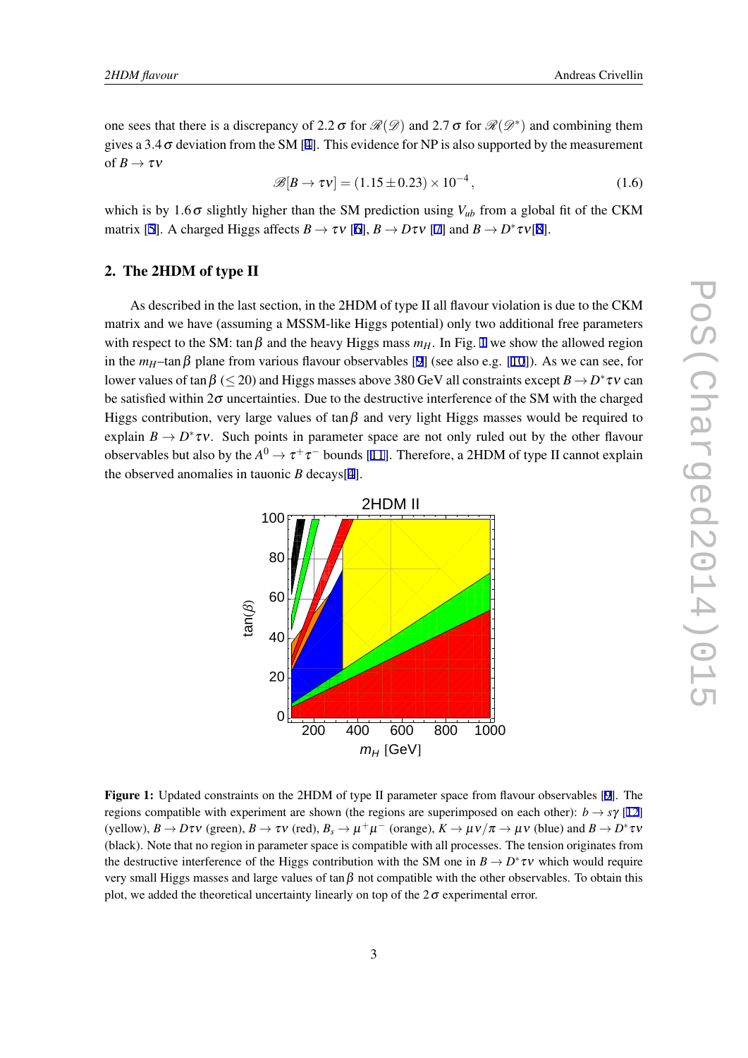one sees that there is a discrepancy of 2.2 $\sigma$ for $\mathscr{R}(\mathscr{D})$ and 2.7 $\sigma$ for $\mathscr{R}(\mathscr{D}^*)$ and combining them gives a 3.4 $\sigma$ deviation from the SM [4]. This evidence for NP is also supported by the measurement of $B \to \tau\nu$

$$\mathscr{B}[B \to \tau\nu] = (1.15 \pm 0.23) \times 10^{-4}, \tag{1.6}$$

which is by 1.6 $\sigma$ slightly higher than the SM prediction using $V_{ub}$ from a global fit of the CKM matrix [5]. A charged Higgs affects $B \to \tau\nu$ [6], $B \to D\tau\nu$ [7] and $B \to D^*\tau\nu$[8].

## 2. The 2HDM of type II

As described in the last section, in the 2HDM of type II all flavour violation is due to the CKM matrix and we have (assuming a MSSM-like Higgs potential) only two additional free parameters with respect to the SM: $\tan\beta$ and the heavy Higgs mass $m_H$. In Fig. 1 we show the allowed region in the $m_H$–$\tan\beta$ plane from various flavour observables [9] (see also e.g. [10]). As we can see, for lower values of $\tan\beta$ ($\leq 20$) and Higgs masses above 380 GeV all constraints except $B \to D^*\tau\nu$ can be satisfied within $2\sigma$ uncertainties. Due to the destructive interference of the SM with the charged Higgs contribution, very large values of $\tan\beta$ and very light Higgs masses would be required to explain $B \to D^*\tau\nu$. Such points in parameter space are not only ruled out by the other flavour observables but also by the $A^0 \to \tau^+\tau^-$ bounds [11]. Therefore, a 2HDM of type II cannot explain the observed anomalies in tauonic $B$ decays[4].

**Figure 1:** Updated constraints on the 2HDM of type II parameter space from flavour observables [9]. The regions compatible with experiment are shown (the regions are superimposed on each other): $b \to s\gamma$ [12] (yellow), $B \to D\tau\nu$ (green), $B \to \tau\nu$ (red), $B_s \to \mu^+\mu^-$ (orange), $K \to \mu\nu/\pi \to \mu\nu$ (blue) and $B \to D^*\tau\nu$ (black). Note that no region in parameter space is compatible with all processes. The tension originates from the destructive interference of the Higgs contribution with the SM one in $B \to D^*\tau\nu$ which would require very small Higgs masses and large values of $\tan\beta$ not compatible with the other observables. To obtain this plot, we added the theoretical uncertainty linearly on top of the $2\sigma$ experimental error.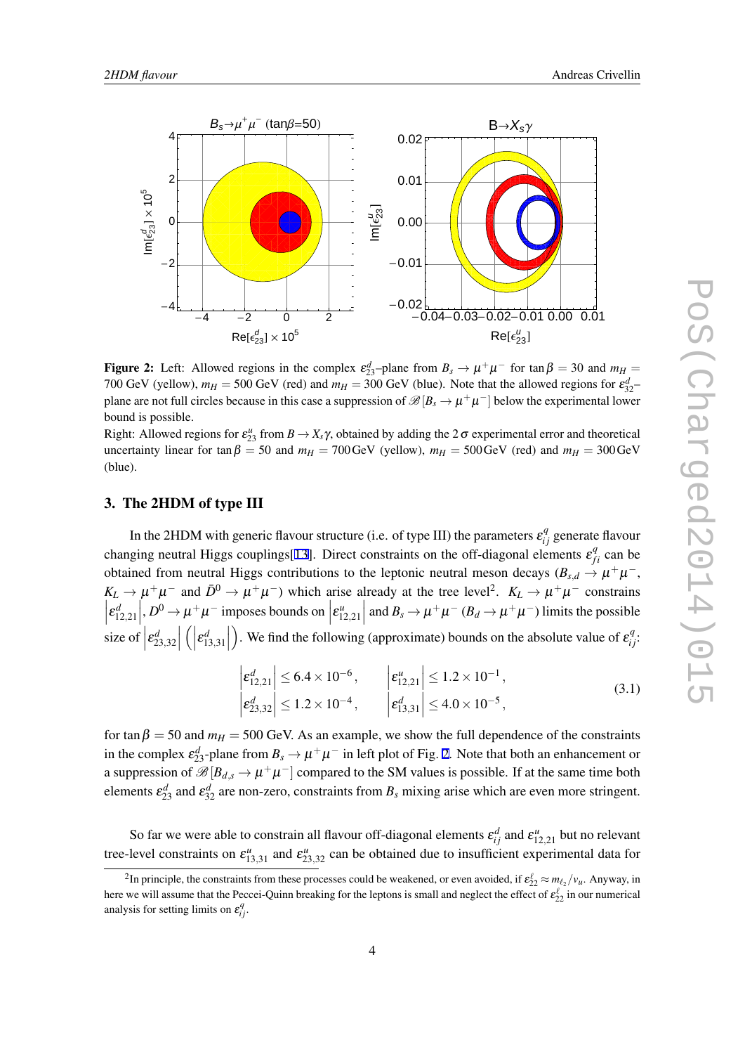**Figure 2:** Left: Allowed regions in the complex $\varepsilon^d_{23}$–plane from $B_s \to \mu^+\mu^-$ for $\tan\beta = 30$ and $m_H = 700$ GeV (yellow), $m_H = 500$ GeV (red) and $m_H = 300$ GeV (blue). Note that the allowed regions for $\varepsilon^d_{32}$–plane are not full circles because in this case a suppression of $\mathscr{B}[B_s \to \mu^+\mu^-]$ below the experimental lower bound is possible.
Right: Allowed regions for $\varepsilon^u_{23}$ from $B \to X_s\gamma$, obtained by adding the $2\sigma$ experimental error and theoretical uncertainty linear for $\tan\beta = 50$ and $m_H = 700\,\text{GeV}$ (yellow), $m_H = 500\,\text{GeV}$ (red) and $m_H = 300\,\text{GeV}$ (blue).

## 3. The 2HDM of type III

In the 2HDM with generic flavour structure (i.e. of type III) the parameters $\varepsilon^q_{ij}$ generate flavour changing neutral Higgs couplings[13]. Direct constraints on the off-diagonal elements $\varepsilon^q_{fi}$ can be obtained from neutral Higgs contributions to the leptonic neutral meson decays ($B_{s,d} \to \mu^+\mu^-$, $K_L \to \mu^+\mu^-$ and $\bar{D}^0 \to \mu^+\mu^-$) which arise already at the tree level[2]. $K_L \to \mu^+\mu^-$ constrains $\left|\varepsilon^d_{12,21}\right|$, $D^0 \to \mu^+\mu^-$ imposes bounds on $\left|\varepsilon^u_{12,21}\right|$ and $B_s \to \mu^+\mu^-$ ($B_d \to \mu^+\mu^-$) limits the possible size of $\left|\varepsilon^d_{23,32}\right|$ $\left(\left|\varepsilon^d_{13,31}\right|\right)$. We find the following (approximate) bounds on the absolute value of $\varepsilon^q_{ij}$:

$$
\begin{aligned}
\left|\varepsilon^d_{12,21}\right| &\leq 6.4 \times 10^{-6}\,, \qquad & \left|\varepsilon^u_{12,21}\right| &\leq 1.2 \times 10^{-1}\,,\\
\left|\varepsilon^d_{23,32}\right| &\leq 1.2 \times 10^{-4}\,, \qquad & \left|\varepsilon^d_{13,31}\right| &\leq 4.0 \times 10^{-5}\,,
\end{aligned}
\tag{3.1}
$$

for $\tan\beta = 50$ and $m_H = 500$ GeV. As an example, we show the full dependence of the constraints in the complex $\varepsilon^d_{23}$-plane from $B_s \to \mu^+\mu^-$ in left plot of Fig. 2. Note that both an enhancement or a suppression of $\mathscr{B}[B_{d,s} \to \mu^+\mu^-]$ compared to the SM values is possible. If at the same time both elements $\varepsilon^d_{23}$ and $\varepsilon^d_{32}$ are non-zero, constraints from $B_s$ mixing arise which are even more stringent.

So far we were able to constrain all flavour off-diagonal elements $\varepsilon^d_{ij}$ and $\varepsilon^u_{12,21}$ but no relevant tree-level constraints on $\varepsilon^u_{13,31}$ and $\varepsilon^u_{23,32}$ can be obtained due to insufficient experimental data for

[2] In principle, the constraints from these processes could be weakened, or even avoided, if $\varepsilon^\ell_{22} \approx m_{\ell_2}/v_u$. Anyway, in here we will assume that the Peccei-Quinn breaking for the leptons is small and neglect the effect of $\varepsilon^\ell_{22}$ in our numerical analysis for setting limits on $\varepsilon^q_{ij}$.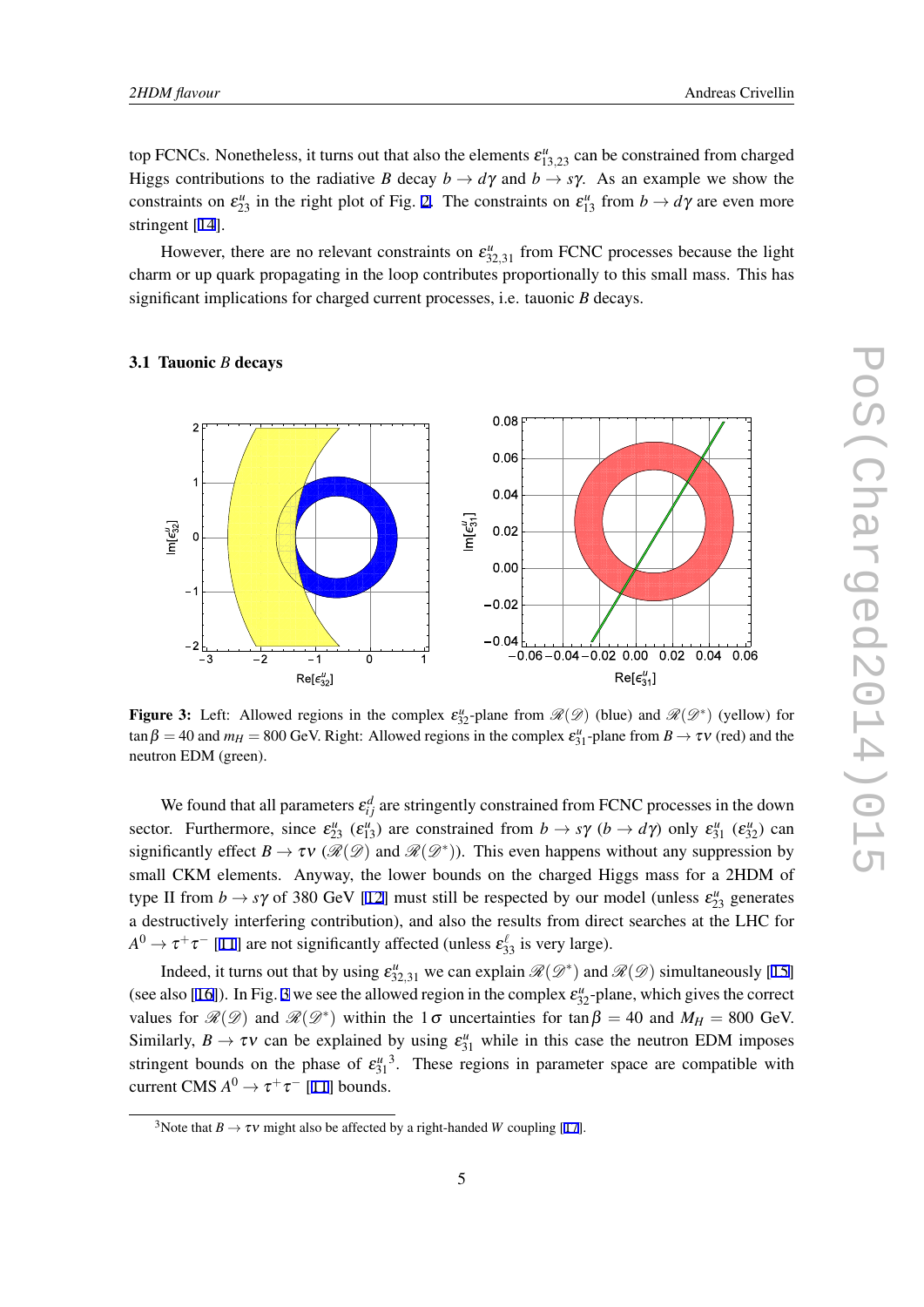top FCNCs. Nonetheless, it turns out that also the elements $\varepsilon^u_{13,23}$ can be constrained from charged Higgs contributions to the radiative $B$ decay $b \to d\gamma$ and $b \to s\gamma$. As an example we show the constraints on $\varepsilon^u_{23}$ in the right plot of Fig. 2. The constraints on $\varepsilon^u_{13}$ from $b \to d\gamma$ are even more stringent [14].

However, there are no relevant constraints on $\varepsilon^u_{32,31}$ from FCNC processes because the light charm or up quark propagating in the loop contributes proportionally to this small mass. This has significant implications for charged current processes, i.e. tauonic $B$ decays.

### 3.1 Tauonic $B$ decays

**Figure 3:** Left: Allowed regions in the complex $\varepsilon^u_{32}$-plane from $\mathscr{R}(\mathscr{D})$ (blue) and $\mathscr{R}(\mathscr{D}^*)$ (yellow) for $\tan\beta = 40$ and $m_H = 800$ GeV. Right: Allowed regions in the complex $\varepsilon^u_{31}$-plane from $B \to \tau\nu$ (red) and the neutron EDM (green).

We found that all parameters $\varepsilon^d_{ij}$ are stringently constrained from FCNC processes in the down sector. Furthermore, since $\varepsilon^u_{23}$ ($\varepsilon^u_{13}$) are constrained from $b \to s\gamma$ ($b \to d\gamma$) only $\varepsilon^u_{31}$ ($\varepsilon^u_{32}$) can significantly effect $B \to \tau\nu$ ($\mathscr{R}(\mathscr{D})$ and $\mathscr{R}(\mathscr{D}^*)$). This even happens without any suppression by small CKM elements. Anyway, the lower bounds on the charged Higgs mass for a 2HDM of type II from $b \to s\gamma$ of 380 GeV [12] must still be respected by our model (unless $\varepsilon^u_{23}$ generates a destructively interfering contribution), and also the results from direct searches at the LHC for $A^0 \to \tau^+\tau^-$ [11] are not significantly affected (unless $\varepsilon^\ell_{33}$ is very large).

Indeed, it turns out that by using $\varepsilon^u_{32,31}$ we can explain $\mathscr{R}(\mathscr{D}^*)$ and $\mathscr{R}(\mathscr{D})$ simultaneously [15] (see also [16]). In Fig. 3 we see the allowed region in the complex $\varepsilon^u_{32}$-plane, which gives the correct values for $\mathscr{R}(\mathscr{D})$ and $\mathscr{R}(\mathscr{D}^*)$ within the $1\sigma$ uncertainties for $\tan\beta = 40$ and $M_H = 800$ GeV. Similarly, $B \to \tau\nu$ can be explained by using $\varepsilon^u_{31}$ while in this case the neutron EDM imposes stringent bounds on the phase of $\varepsilon^u_{31}$[3]. These regions in parameter space are compatible with current CMS $A^0 \to \tau^+\tau^-$ [11] bounds.

[3]Note that $B \to \tau\nu$ might also be affected by a right-handed $W$ coupling [17].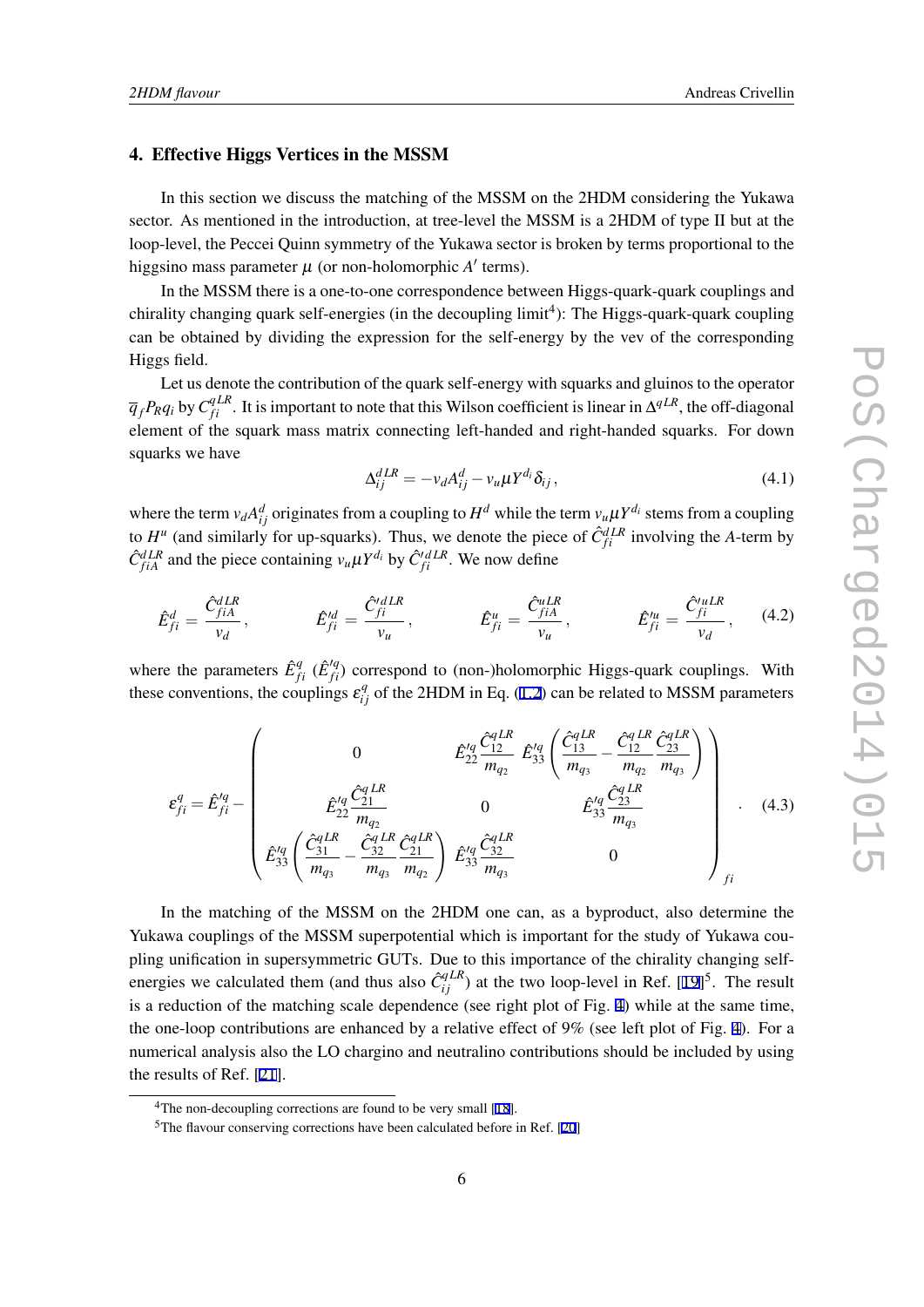## 4. Effective Higgs Vertices in the MSSM

In this section we discuss the matching of the MSSM on the 2HDM considering the Yukawa sector. As mentioned in the introduction, at tree-level the MSSM is a 2HDM of type II but at the loop-level, the Peccei Quinn symmetry of the Yukawa sector is broken by terms proportional to the higgsino mass parameter $\mu$ (or non-holomorphic $A'$ terms).

In the MSSM there is a one-to-one correspondence between Higgs-quark-quark couplings and chirality changing quark self-energies (in the decoupling limit[4]): The Higgs-quark-quark coupling can be obtained by dividing the expression for the self-energy by the vev of the corresponding Higgs field.

Let us denote the contribution of the quark self-energy with squarks and gluinos to the operator $\overline{q}_f P_R q_i$ by $C_{fi}^{qLR}$. It is important to note that this Wilson coefficient is linear in $\Delta^{qLR}$, the off-diagonal element of the squark mass matrix connecting left-handed and right-handed squarks. For down squarks we have

$$\Delta_{ij}^{dLR} = -v_d A_{ij}^d - v_u \mu Y^{d_i} \delta_{ij}\,, \tag{4.1}$$

where the term $v_d A_{ij}^d$ originates from a coupling to $H^d$ while the term $v_u \mu Y^{d_i}$ stems from a coupling to $H^u$ (and similarly for up-squarks). Thus, we denote the piece of $\hat{C}_{fi}^{dLR}$ involving the $A$-term by $\hat{C}_{fiA}^{dLR}$ and the piece containing $v_u \mu Y^{d_i}$ by $\hat{C}_{fi}^{\prime dLR}$. We now define

$$\hat{E}_{fi}^d = \frac{\hat{C}_{fiA}^{dLR}}{v_d}\,, \qquad \hat{E}_{fi}^{\prime d} = \frac{\hat{C}_{fi}^{\prime dLR}}{v_u}\,, \qquad \hat{E}_{fi}^u = \frac{\hat{C}_{fiA}^{uLR}}{v_u}\,, \qquad \hat{E}_{fi}^{\prime u} = \frac{\hat{C}_{fi}^{\prime uLR}}{v_d}\,, \tag{4.2}$$

where the parameters $\hat{E}_{fi}^q$ ($\hat{E}_{fi}^{\prime q}$) correspond to (non-)holomorphic Higgs-quark couplings. With these conventions, the couplings $\varepsilon_{ij}^q$ of the 2HDM in Eq. (1.2) can be related to MSSM parameters

$$\varepsilon_{fi}^q = \hat{E}_{fi}^{\prime q} - \begin{pmatrix} 0 & \hat{E}_{22}^{\prime q} \dfrac{\hat{C}_{12}^{qLR}}{m_{q_2}} & \hat{E}_{33}^{\prime q} \left( \dfrac{\hat{C}_{13}^{qLR}}{m_{q_3}} - \dfrac{\hat{C}_{12}^{qLR}}{m_{q_2}} \dfrac{\hat{C}_{23}^{qLR}}{m_{q_3}} \right) \\ \hat{E}_{22}^{\prime q} \dfrac{\hat{C}_{21}^{qLR}}{m_{q_2}} & 0 & \hat{E}_{33}^{\prime q} \dfrac{\hat{C}_{23}^{qLR}}{m_{q_3}} \\ \hat{E}_{33}^{\prime q} \left( \dfrac{\hat{C}_{31}^{qLR}}{m_{q_3}} - \dfrac{\hat{C}_{32}^{qLR}}{m_{q_3}} \dfrac{\hat{C}_{21}^{qLR}}{m_{q_2}} \right) & \hat{E}_{33}^{\prime q} \dfrac{\hat{C}_{32}^{qLR}}{m_{q_3}} & 0 \end{pmatrix}_{fi} . \tag{4.3}$$

In the matching of the MSSM on the 2HDM one can, as a byproduct, also determine the Yukawa couplings of the MSSM superpotential which is important for the study of Yukawa coupling unification in supersymmetric GUTs. Due to this importance of the chirality changing self-energies we calculated them (and thus also $\hat{C}_{ij}^{qLR}$) at the two loop-level in Ref. [19][5]. The result is a reduction of the matching scale dependence (see right plot of Fig. 4) while at the same time, the one-loop contributions are enhanced by a relative effect of 9% (see left plot of Fig. 4). For a numerical analysis also the LO chargino and neutralino contributions should be included by using the results of Ref. [21].

---

[4] The non-decoupling corrections are found to be very small [18].

[5] The flavour conserving corrections have been calculated before in Ref. [20]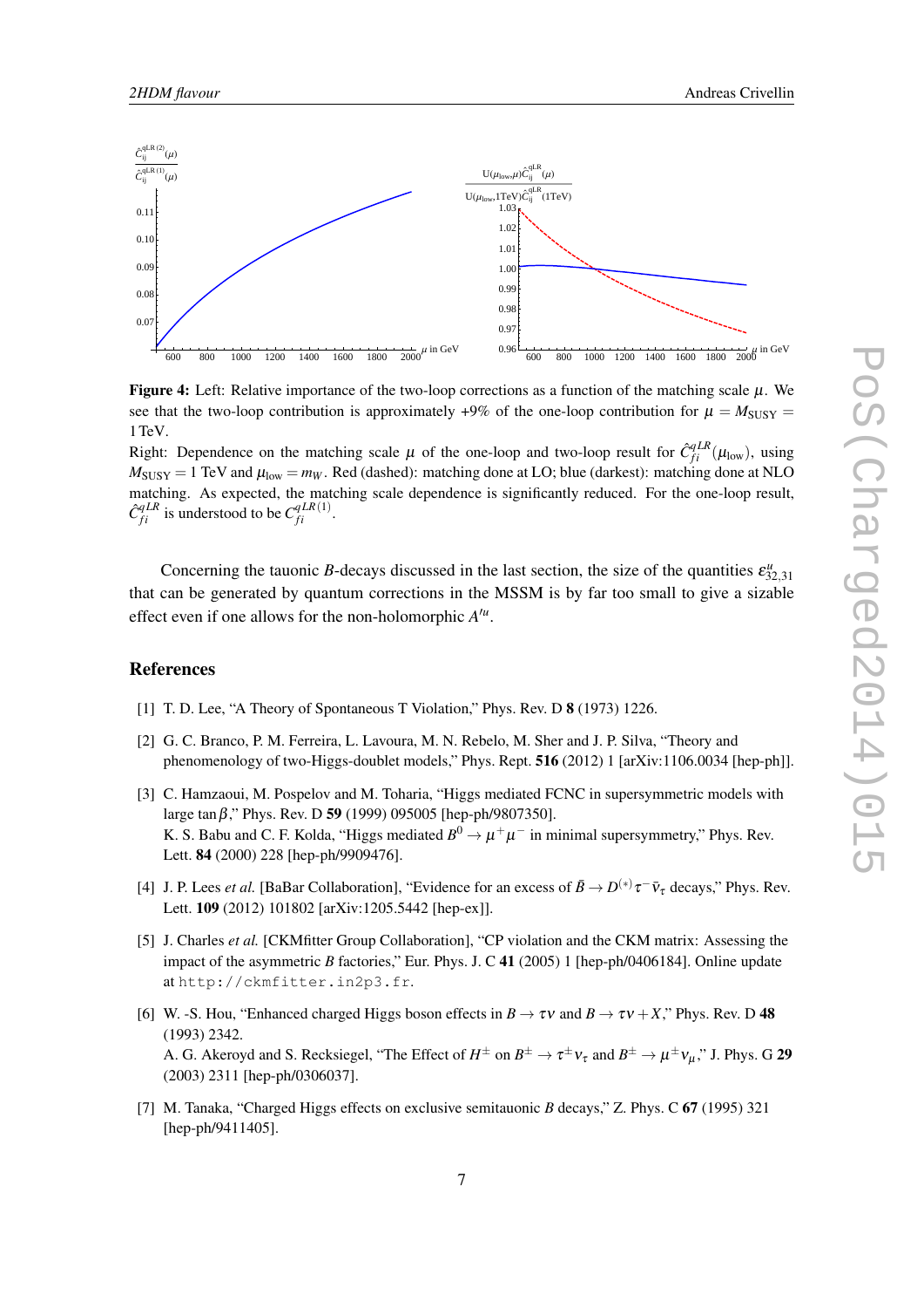**Figure 4:** Left: Relative importance of the two-loop corrections as a function of the matching scale $\mu$. We see that the two-loop contribution is approximately +9% of the one-loop contribution for $\mu = M_{\rm SUSY} = 1\,\text{TeV}$.
Right: Dependence on the matching scale $\mu$ of the one-loop and two-loop result for $\hat{C}^{qLR}_{fi}(\mu_{\rm low})$, using $M_{\rm SUSY} = 1$ TeV and $\mu_{\rm low} = m_W$. Red (dashed): matching done at LO; blue (darkest): matching done at NLO matching. As expected, the matching scale dependence is significantly reduced. For the one-loop result, $\hat{C}^{qLR}_{fi}$ is understood to be $C^{qLR(1)}_{fi}$.

Concerning the tauonic $B$-decays discussed in the last section, the size of the quantities $\varepsilon^{u}_{32,31}$ that can be generated by quantum corrections in the MSSM is by far too small to give a sizable effect even if one allows for the non-holomorphic $A'^{u}$.

## References

[1] T. D. Lee, "A Theory of Spontaneous T Violation," Phys. Rev. D **8** (1973) 1226.

[2] G. C. Branco, P. M. Ferreira, L. Lavoura, M. N. Rebelo, M. Sher and J. P. Silva, "Theory and phenomenology of two-Higgs-doublet models," Phys. Rept. **516** (2012) 1 [arXiv:1106.0034 [hep-ph]].

[3] C. Hamzaoui, M. Pospelov and M. Toharia, "Higgs mediated FCNC in supersymmetric models with large $\tan\beta$," Phys. Rev. D **59** (1999) 095005 [hep-ph/9807350].
K. S. Babu and C. F. Kolda, "Higgs mediated $B^0 \to \mu^+\mu^-$ in minimal supersymmetry," Phys. Rev. Lett. **84** (2000) 228 [hep-ph/9909476].

[4] J. P. Lees *et al.* [BaBar Collaboration], "Evidence for an excess of $\bar{B} \to D^{(*)}\tau^-\bar{\nu}_\tau$ decays," Phys. Rev. Lett. **109** (2012) 101802 [arXiv:1205.5442 [hep-ex]].

[5] J. Charles *et al.* [CKMfitter Group Collaboration], "CP violation and the CKM matrix: Assessing the impact of the asymmetric $B$ factories," Eur. Phys. J. C **41** (2005) 1 [hep-ph/0406184]. Online update at `http://ckmfitter.in2p3.fr`.

[6] W. -S. Hou, "Enhanced charged Higgs boson effects in $B \to \tau\nu$ and $B \to \tau\nu + X$," Phys. Rev. D **48** (1993) 2342.
A. G. Akeroyd and S. Recksiegel, "The Effect of $H^\pm$ on $B^\pm \to \tau^\pm\nu_\tau$ and $B^\pm \to \mu^\pm\nu_\mu$," J. Phys. G **29** (2003) 2311 [hep-ph/0306037].

[7] M. Tanaka, "Charged Higgs effects on exclusive semitauonic $B$ decays," Z. Phys. C **67** (1995) 321 [hep-ph/9411405].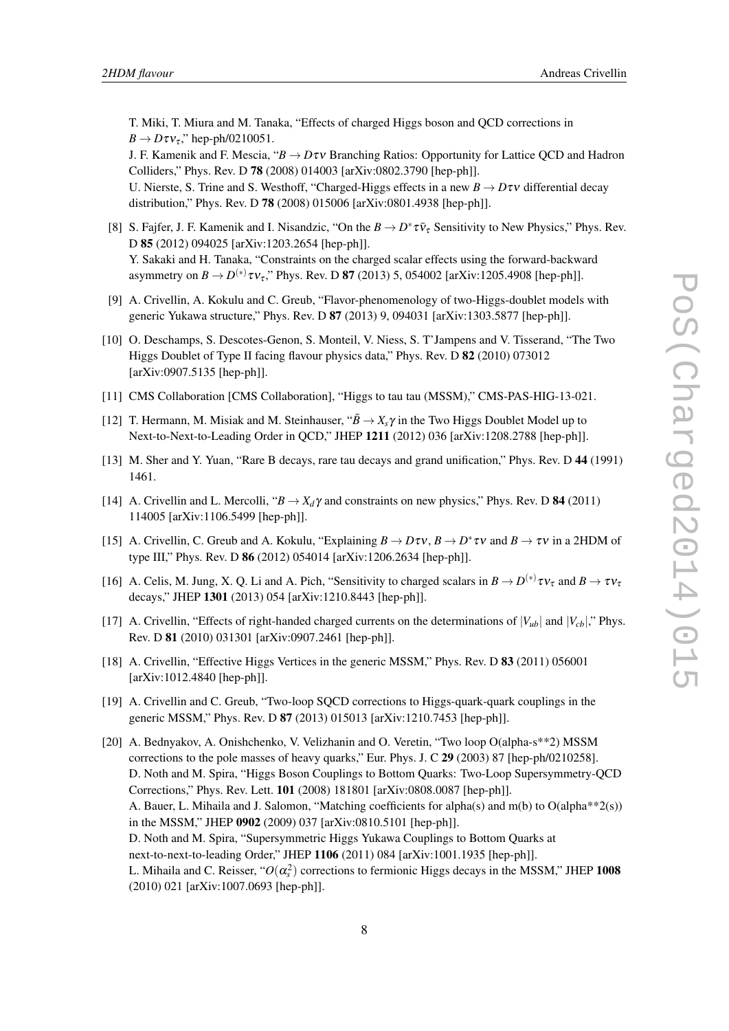T. Miki, T. Miura and M. Tanaka, "Effects of charged Higgs boson and QCD corrections in $B \to D\tau\nu_\tau$," hep-ph/0210051.
J. F. Kamenik and F. Mescia, "$B \to D\tau\nu$ Branching Ratios: Opportunity for Lattice QCD and Hadron Colliders," Phys. Rev. D **78** (2008) 014003 [arXiv:0802.3790 [hep-ph]].
U. Nierste, S. Trine and S. Westhoff, "Charged-Higgs effects in a new $B \to D\tau\nu$ differential decay distribution," Phys. Rev. D **78** (2008) 015006 [arXiv:0801.4938 [hep-ph]].

[8] S. Fajfer, J. F. Kamenik and I. Nisandzic, "On the $B \to D^* \tau \bar{\nu}_\tau$ Sensitivity to New Physics," Phys. Rev. D **85** (2012) 094025 [arXiv:1203.2654 [hep-ph]].
Y. Sakaki and H. Tanaka, "Constraints on the charged scalar effects using the forward-backward asymmetry on $B \to D^{(*)}\tau\nu_\tau$," Phys. Rev. D **87** (2013) 5, 054002 [arXiv:1205.4908 [hep-ph]].

[9] A. Crivellin, A. Kokulu and C. Greub, "Flavor-phenomenology of two-Higgs-doublet models with generic Yukawa structure," Phys. Rev. D **87** (2013) 9, 094031 [arXiv:1303.5877 [hep-ph]].

[10] O. Deschamps, S. Descotes-Genon, S. Monteil, V. Niess, S. T'Jampens and V. Tisserand, "The Two Higgs Doublet of Type II facing flavour physics data," Phys. Rev. D **82** (2010) 073012 [arXiv:0907.5135 [hep-ph]].

[11] CMS Collaboration [CMS Collaboration], "Higgs to tau tau (MSSM)," CMS-PAS-HIG-13-021.

[12] T. Hermann, M. Misiak and M. Steinhauser, "$\bar{B} \to X_s\gamma$ in the Two Higgs Doublet Model up to Next-to-Next-to-Leading Order in QCD," JHEP **1211** (2012) 036 [arXiv:1208.2788 [hep-ph]].

[13] M. Sher and Y. Yuan, "Rare B decays, rare tau decays and grand unification," Phys. Rev. D **44** (1991) 1461.

[14] A. Crivellin and L. Mercolli, "$B \to X_d\gamma$ and constraints on new physics," Phys. Rev. D **84** (2011) 114005 [arXiv:1106.5499 [hep-ph]].

[15] A. Crivellin, C. Greub and A. Kokulu, "Explaining $B \to D\tau\nu$, $B \to D^*\tau\nu$ and $B \to \tau\nu$ in a 2HDM of type III," Phys. Rev. D **86** (2012) 054014 [arXiv:1206.2634 [hep-ph]].

[16] A. Celis, M. Jung, X. Q. Li and A. Pich, "Sensitivity to charged scalars in $B \to D^{(*)}\tau\nu_\tau$ and $B \to \tau\nu_\tau$ decays," JHEP **1301** (2013) 054 [arXiv:1210.8443 [hep-ph]].

[17] A. Crivellin, "Effects of right-handed charged currents on the determinations of $|V_{ub}|$ and $|V_{cb}|$," Phys. Rev. D **81** (2010) 031301 [arXiv:0907.2461 [hep-ph]].

[18] A. Crivellin, "Effective Higgs Vertices in the generic MSSM," Phys. Rev. D **83** (2011) 056001 [arXiv:1012.4840 [hep-ph]].

[19] A. Crivellin and C. Greub, "Two-loop SQCD corrections to Higgs-quark-quark couplings in the generic MSSM," Phys. Rev. D **87** (2013) 015013 [arXiv:1210.7453 [hep-ph]].

[20] A. Bednyakov, A. Onishchenko, V. Velizhanin and O. Veretin, "Two loop O(alpha-s**2) MSSM corrections to the pole masses of heavy quarks," Eur. Phys. J. C **29** (2003) 87 [hep-ph/0210258].
D. Noth and M. Spira, "Higgs Boson Couplings to Bottom Quarks: Two-Loop Supersymmetry-QCD Corrections," Phys. Rev. Lett. **101** (2008) 181801 [arXiv:0808.0087 [hep-ph]].
A. Bauer, L. Mihaila and J. Salomon, "Matching coefficients for alpha(s) and m(b) to O(alpha**2(s)) in the MSSM," JHEP **0902** (2009) 037 [arXiv:0810.5101 [hep-ph]].
D. Noth and M. Spira, "Supersymmetric Higgs Yukawa Couplings to Bottom Quarks at next-to-next-to-leading Order," JHEP **1106** (2011) 084 [arXiv:1001.1935 [hep-ph]].
L. Mihaila and C. Reisser, "$O(\alpha_s^2)$ corrections to fermionic Higgs decays in the MSSM," JHEP **1008** (2010) 021 [arXiv:1007.0693 [hep-ph]].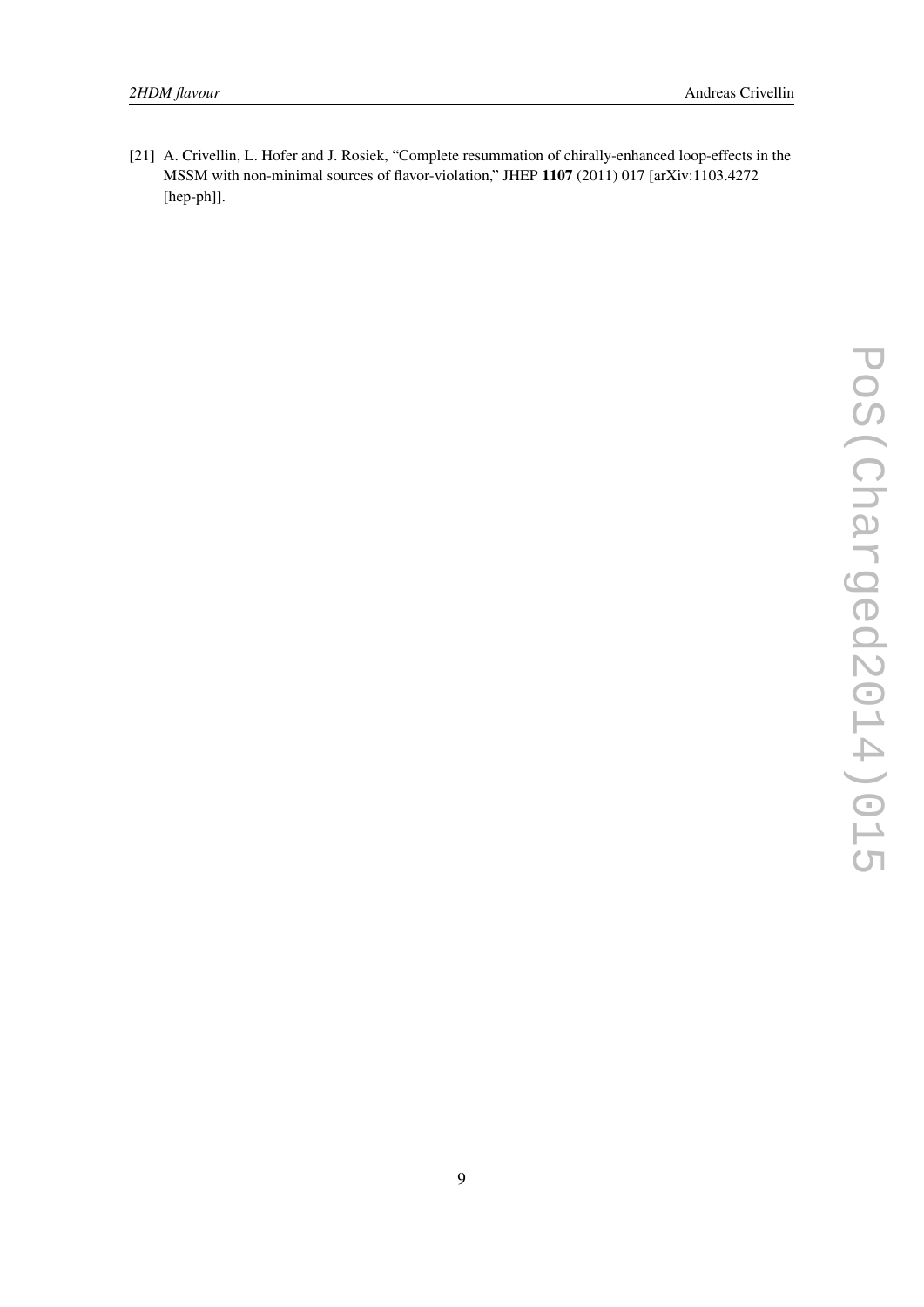[21] A. Crivellin, L. Hofer and J. Rosiek, "Complete resummation of chirally-enhanced loop-effects in the MSSM with non-minimal sources of flavor-violation," JHEP **1107** (2011) 017 [arXiv:1103.4272 [hep-ph]].